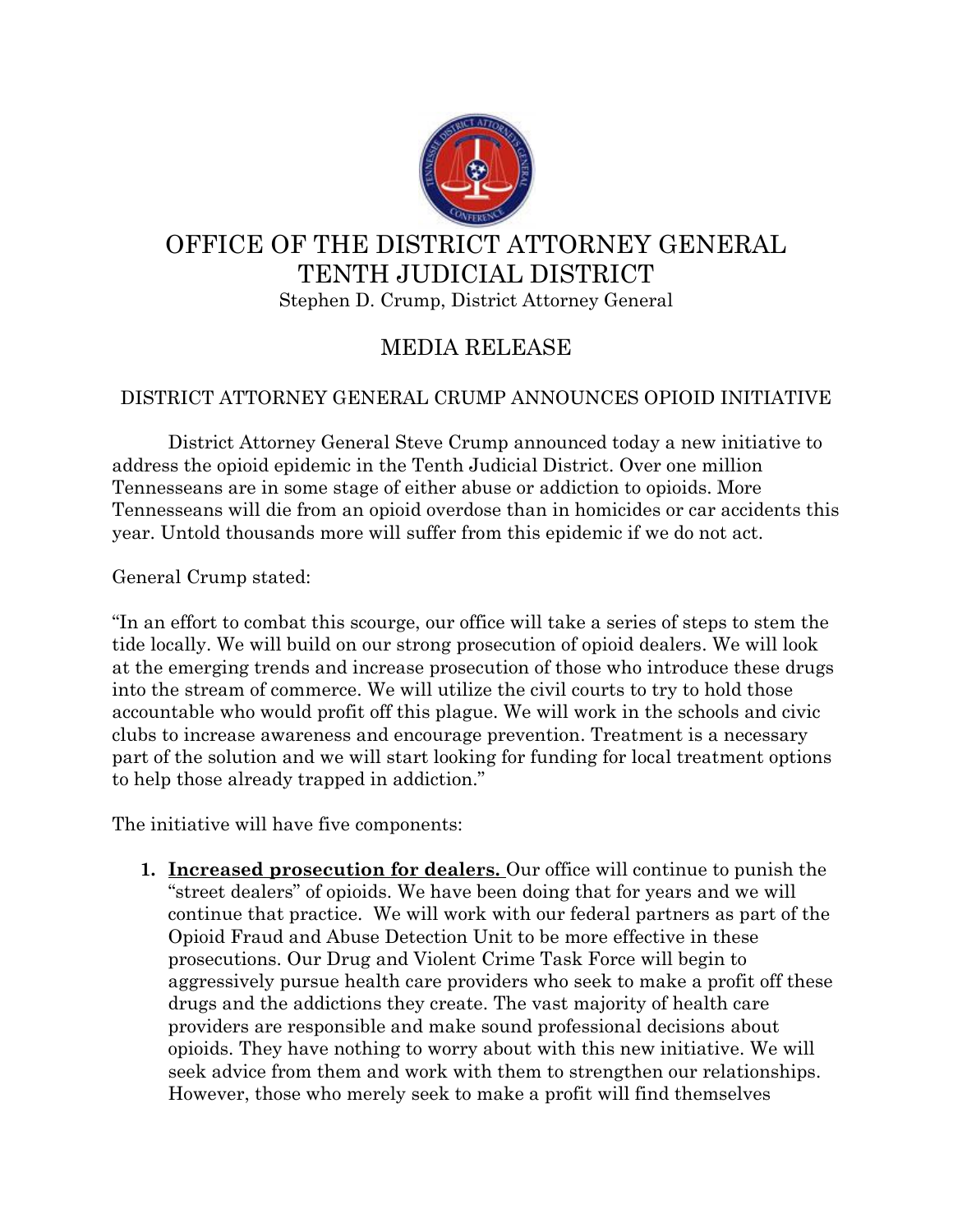# OFFICE OF THE DISTRICT ATTORNEY GENERAL
# TENTH JUDICIAL DISTRICT

Stephen D. Crump, District Attorney General

## MEDIA RELEASE

### DISTRICT ATTORNEY GENERAL CRUMP ANNOUNCES OPIOID INITIATIVE

District Attorney General Steve Crump announced today a new initiative to address the opioid epidemic in the Tenth Judicial District. Over one million Tennesseans are in some stage of either abuse or addiction to opioids. More Tennesseans will die from an opioid overdose than in homicides or car accidents this year. Untold thousands more will suffer from this epidemic if we do not act.

General Crump stated:

"In an effort to combat this scourge, our office will take a series of steps to stem the tide locally. We will build on our strong prosecution of opioid dealers. We will look at the emerging trends and increase prosecution of those who introduce these drugs into the stream of commerce. We will utilize the civil courts to try to hold those accountable who would profit off this plague. We will work in the schools and civic clubs to increase awareness and encourage prevention. Treatment is a necessary part of the solution and we will start looking for funding for local treatment options to help those already trapped in addiction."

The initiative will have five components:

1. **<u>Increased prosecution for dealers.</u>** Our office will continue to punish the "street dealers" of opioids. We have been doing that for years and we will continue that practice. We will work with our federal partners as part of the Opioid Fraud and Abuse Detection Unit to be more effective in these prosecutions. Our Drug and Violent Crime Task Force will begin to aggressively pursue health care providers who seek to make a profit off these drugs and the addictions they create. The vast majority of health care providers are responsible and make sound professional decisions about opioids. They have nothing to worry about with this new initiative. We will seek advice from them and work with them to strengthen our relationships. However, those who merely seek to make a profit will find themselves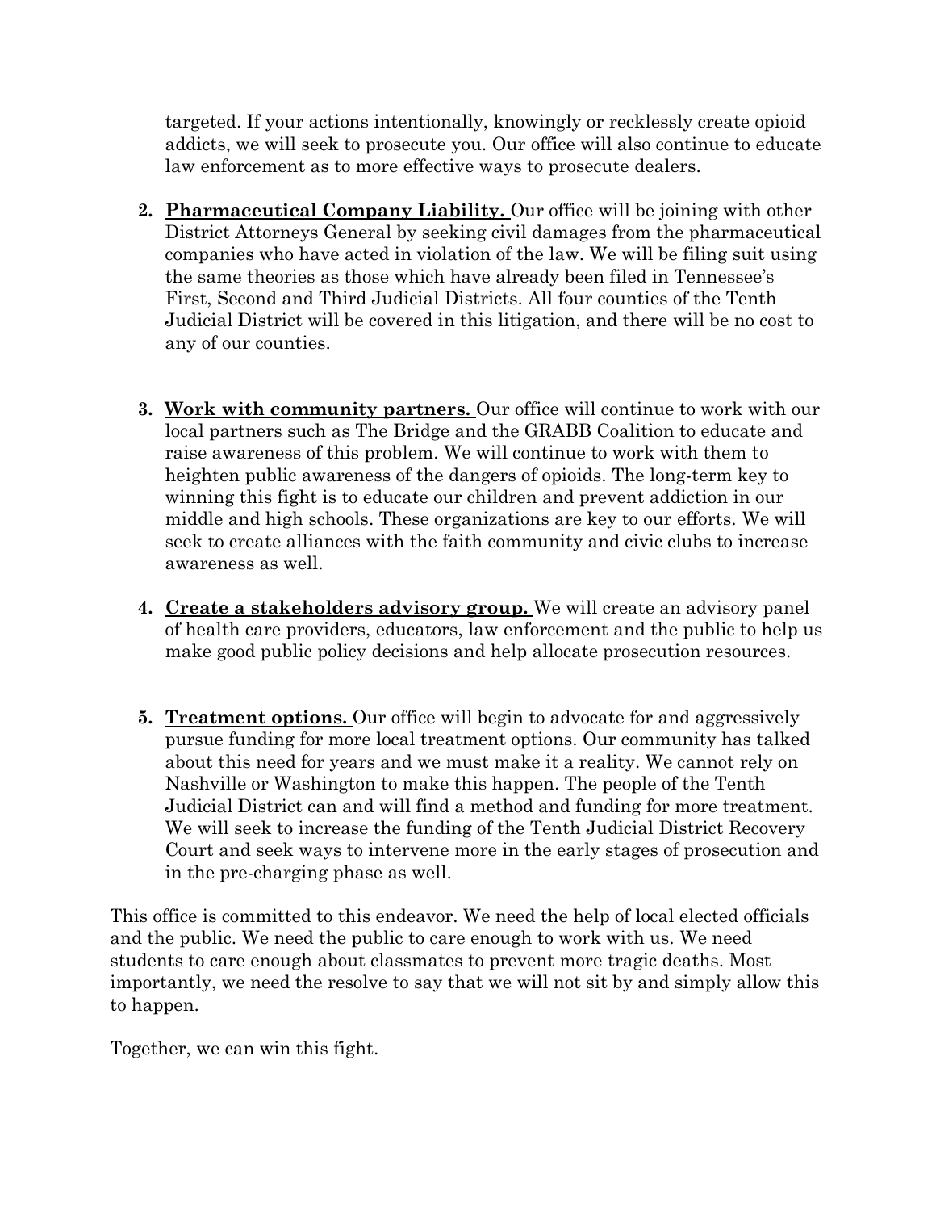targeted. If your actions intentionally, knowingly or recklessly create opioid addicts, we will seek to prosecute you. Our office will also continue to educate law enforcement as to more effective ways to prosecute dealers.

2. **<u>Pharmaceutical Company Liability.</u>** Our office will be joining with other District Attorneys General by seeking civil damages from the pharmaceutical companies who have acted in violation of the law. We will be filing suit using the same theories as those which have already been filed in Tennessee's First, Second and Third Judicial Districts. All four counties of the Tenth Judicial District will be covered in this litigation, and there will be no cost to any of our counties.

3. **<u>Work with community partners.</u>** Our office will continue to work with our local partners such as The Bridge and the GRABB Coalition to educate and raise awareness of this problem. We will continue to work with them to heighten public awareness of the dangers of opioids. The long-term key to winning this fight is to educate our children and prevent addiction in our middle and high schools. These organizations are key to our efforts. We will seek to create alliances with the faith community and civic clubs to increase awareness as well.

4. **<u>Create a stakeholders advisory group.</u>** We will create an advisory panel of health care providers, educators, law enforcement and the public to help us make good public policy decisions and help allocate prosecution resources.

5. **<u>Treatment options.</u>** Our office will begin to advocate for and aggressively pursue funding for more local treatment options. Our community has talked about this need for years and we must make it a reality. We cannot rely on Nashville or Washington to make this happen. The people of the Tenth Judicial District can and will find a method and funding for more treatment. We will seek to increase the funding of the Tenth Judicial District Recovery Court and seek ways to intervene more in the early stages of prosecution and in the pre-charging phase as well.

This office is committed to this endeavor. We need the help of local elected officials and the public. We need the public to care enough to work with us. We need students to care enough about classmates to prevent more tragic deaths. Most importantly, we need the resolve to say that we will not sit by and simply allow this to happen.

Together, we can win this fight.